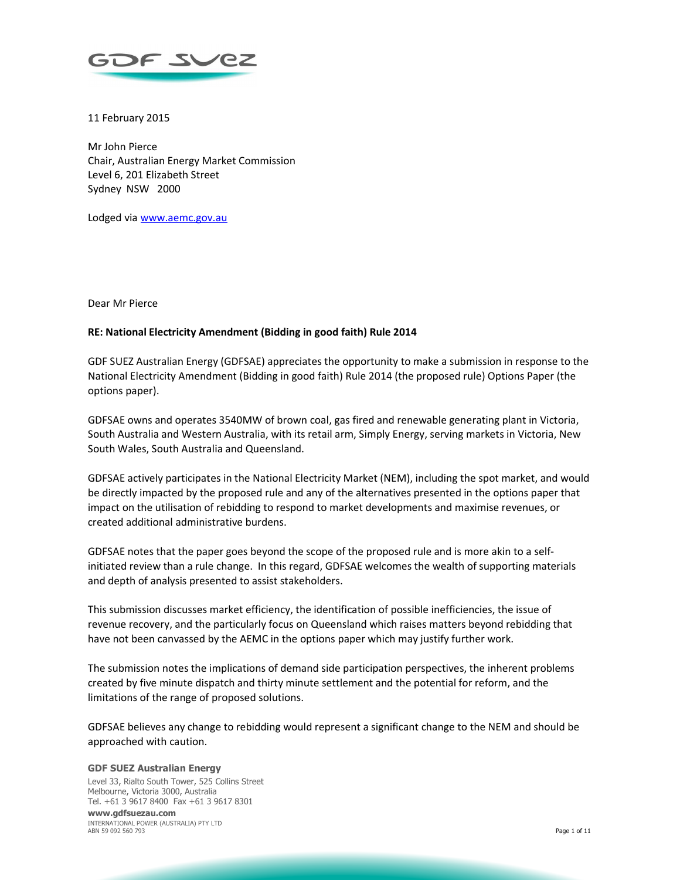GDF SUEZ

11 February 2015

Mr John Pierce
Chair, Australian Energy Market Commission
Level 6, 201 Elizabeth Street
Sydney NSW 2000

Lodged via www.aemc.gov.au

Dear Mr Pierce

**RE: National Electricity Amendment (Bidding in good faith) Rule 2014**

GDF SUEZ Australian Energy (GDFSAE) appreciates the opportunity to make a submission in response to the National Electricity Amendment (Bidding in good faith) Rule 2014 (the proposed rule) Options Paper (the options paper).

GDFSAE owns and operates 3540MW of brown coal, gas fired and renewable generating plant in Victoria, South Australia and Western Australia, with its retail arm, Simply Energy, serving markets in Victoria, New South Wales, South Australia and Queensland.

GDFSAE actively participates in the National Electricity Market (NEM), including the spot market, and would be directly impacted by the proposed rule and any of the alternatives presented in the options paper that impact on the utilisation of rebidding to respond to market developments and maximise revenues, or created additional administrative burdens.

GDFSAE notes that the paper goes beyond the scope of the proposed rule and is more akin to a self-initiated review than a rule change. In this regard, GDFSAE welcomes the wealth of supporting materials and depth of analysis presented to assist stakeholders.

This submission discusses market efficiency, the identification of possible inefficiencies, the issue of revenue recovery, and the particularly focus on Queensland which raises matters beyond rebidding that have not been canvassed by the AEMC in the options paper which may justify further work.

The submission notes the implications of demand side participation perspectives, the inherent problems created by five minute dispatch and thirty minute settlement and the potential for reform, and the limitations of the range of proposed solutions.

GDFSAE believes any change to rebidding would represent a significant change to the NEM and should be approached with caution.

**GDF SUEZ Australian Energy**
Level 33, Rialto South Tower, 525 Collins Street
Melbourne, Victoria 3000, Australia
Tel. +61 3 9617 8400 Fax +61 3 9617 8301
**www.gdfsuezau.com**
INTERNATIONAL POWER (AUSTRALIA) PTY LTD
ABN 59 092 560 793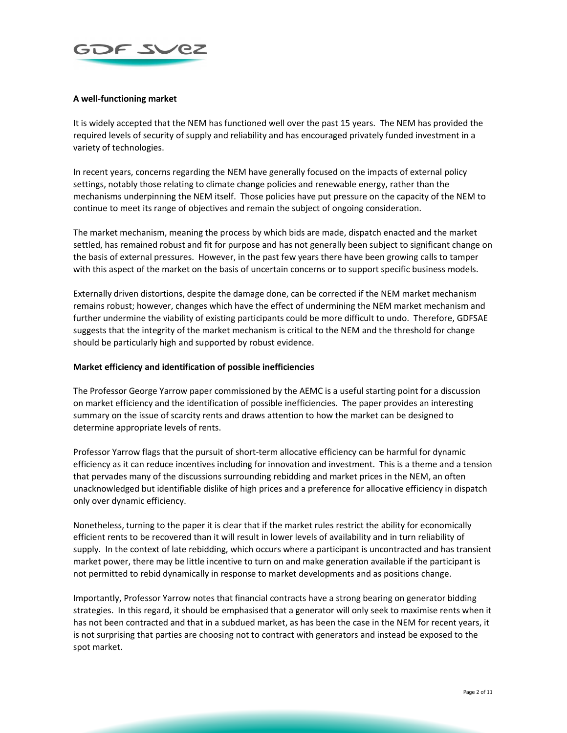**A well-functioning market**

It is widely accepted that the NEM has functioned well over the past 15 years. The NEM has provided the required levels of security of supply and reliability and has encouraged privately funded investment in a variety of technologies.

In recent years, concerns regarding the NEM have generally focused on the impacts of external policy settings, notably those relating to climate change policies and renewable energy, rather than the mechanisms underpinning the NEM itself. Those policies have put pressure on the capacity of the NEM to continue to meet its range of objectives and remain the subject of ongoing consideration.

The market mechanism, meaning the process by which bids are made, dispatch enacted and the market settled, has remained robust and fit for purpose and has not generally been subject to significant change on the basis of external pressures. However, in the past few years there have been growing calls to tamper with this aspect of the market on the basis of uncertain concerns or to support specific business models.

Externally driven distortions, despite the damage done, can be corrected if the NEM market mechanism remains robust; however, changes which have the effect of undermining the NEM market mechanism and further undermine the viability of existing participants could be more difficult to undo. Therefore, GDFSAE suggests that the integrity of the market mechanism is critical to the NEM and the threshold for change should be particularly high and supported by robust evidence.

**Market efficiency and identification of possible inefficiencies**

The Professor George Yarrow paper commissioned by the AEMC is a useful starting point for a discussion on market efficiency and the identification of possible inefficiencies. The paper provides an interesting summary on the issue of scarcity rents and draws attention to how the market can be designed to determine appropriate levels of rents.

Professor Yarrow flags that the pursuit of short-term allocative efficiency can be harmful for dynamic efficiency as it can reduce incentives including for innovation and investment. This is a theme and a tension that pervades many of the discussions surrounding rebidding and market prices in the NEM, an often unacknowledged but identifiable dislike of high prices and a preference for allocative efficiency in dispatch only over dynamic efficiency.

Nonetheless, turning to the paper it is clear that if the market rules restrict the ability for economically efficient rents to be recovered than it will result in lower levels of availability and in turn reliability of supply. In the context of late rebidding, which occurs where a participant is uncontracted and has transient market power, there may be little incentive to turn on and make generation available if the participant is not permitted to rebid dynamically in response to market developments and as positions change.

Importantly, Professor Yarrow notes that financial contracts have a strong bearing on generator bidding strategies. In this regard, it should be emphasised that a generator will only seek to maximise rents when it has not been contracted and that in a subdued market, as has been the case in the NEM for recent years, it is not surprising that parties are choosing not to contract with generators and instead be exposed to the spot market.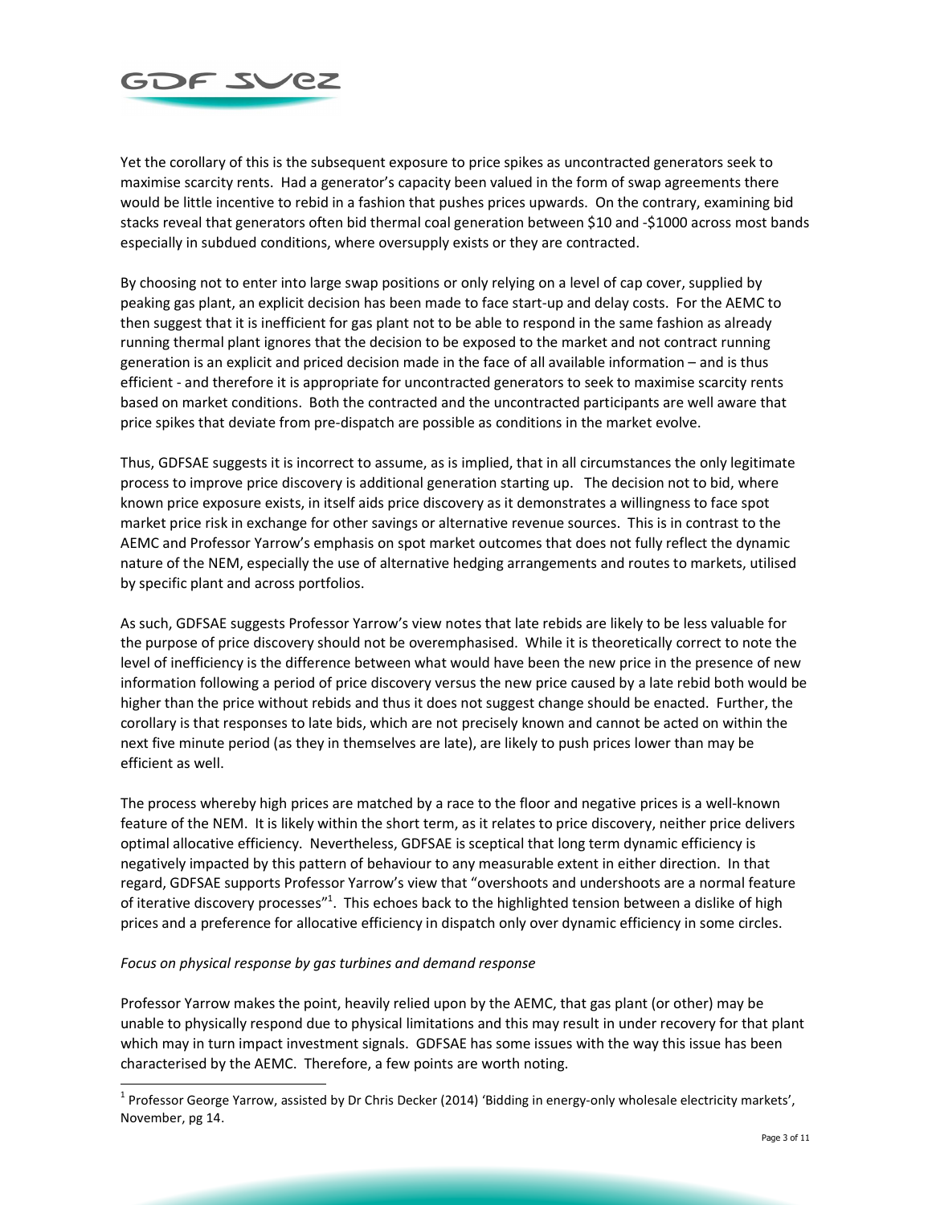Yet the corollary of this is the subsequent exposure to price spikes as uncontracted generators seek to maximise scarcity rents. Had a generator's capacity been valued in the form of swap agreements there would be little incentive to rebid in a fashion that pushes prices upwards. On the contrary, examining bid stacks reveal that generators often bid thermal coal generation between $10 and -$1000 across most bands especially in subdued conditions, where oversupply exists or they are contracted.

By choosing not to enter into large swap positions or only relying on a level of cap cover, supplied by peaking gas plant, an explicit decision has been made to face start-up and delay costs. For the AEMC to then suggest that it is inefficient for gas plant not to be able to respond in the same fashion as already running thermal plant ignores that the decision to be exposed to the market and not contract running generation is an explicit and priced decision made in the face of all available information – and is thus efficient - and therefore it is appropriate for uncontracted generators to seek to maximise scarcity rents based on market conditions. Both the contracted and the uncontracted participants are well aware that price spikes that deviate from pre-dispatch are possible as conditions in the market evolve.

Thus, GDFSAE suggests it is incorrect to assume, as is implied, that in all circumstances the only legitimate process to improve price discovery is additional generation starting up. The decision not to bid, where known price exposure exists, in itself aids price discovery as it demonstrates a willingness to face spot market price risk in exchange for other savings or alternative revenue sources. This is in contrast to the AEMC and Professor Yarrow's emphasis on spot market outcomes that does not fully reflect the dynamic nature of the NEM, especially the use of alternative hedging arrangements and routes to markets, utilised by specific plant and across portfolios.

As such, GDFSAE suggests Professor Yarrow's view notes that late rebids are likely to be less valuable for the purpose of price discovery should not be overemphasised. While it is theoretically correct to note the level of inefficiency is the difference between what would have been the new price in the presence of new information following a period of price discovery versus the new price caused by a late rebid both would be higher than the price without rebids and thus it does not suggest change should be enacted. Further, the corollary is that responses to late bids, which are not precisely known and cannot be acted on within the next five minute period (as they in themselves are late), are likely to push prices lower than may be efficient as well.

The process whereby high prices are matched by a race to the floor and negative prices is a well-known feature of the NEM. It is likely within the short term, as it relates to price discovery, neither price delivers optimal allocative efficiency. Nevertheless, GDFSAE is sceptical that long term dynamic efficiency is negatively impacted by this pattern of behaviour to any measurable extent in either direction. In that regard, GDFSAE supports Professor Yarrow's view that "overshoots and undershoots are a normal feature of iterative discovery processes"[1]. This echoes back to the highlighted tension between a dislike of high prices and a preference for allocative efficiency in dispatch only over dynamic efficiency in some circles.

*Focus on physical response by gas turbines and demand response*

Professor Yarrow makes the point, heavily relied upon by the AEMC, that gas plant (or other) may be unable to physically respond due to physical limitations and this may result in under recovery for that plant which may in turn impact investment signals. GDFSAE has some issues with the way this issue has been characterised by the AEMC. Therefore, a few points are worth noting.

[1] Professor George Yarrow, assisted by Dr Chris Decker (2014) 'Bidding in energy-only wholesale electricity markets', November, pg 14.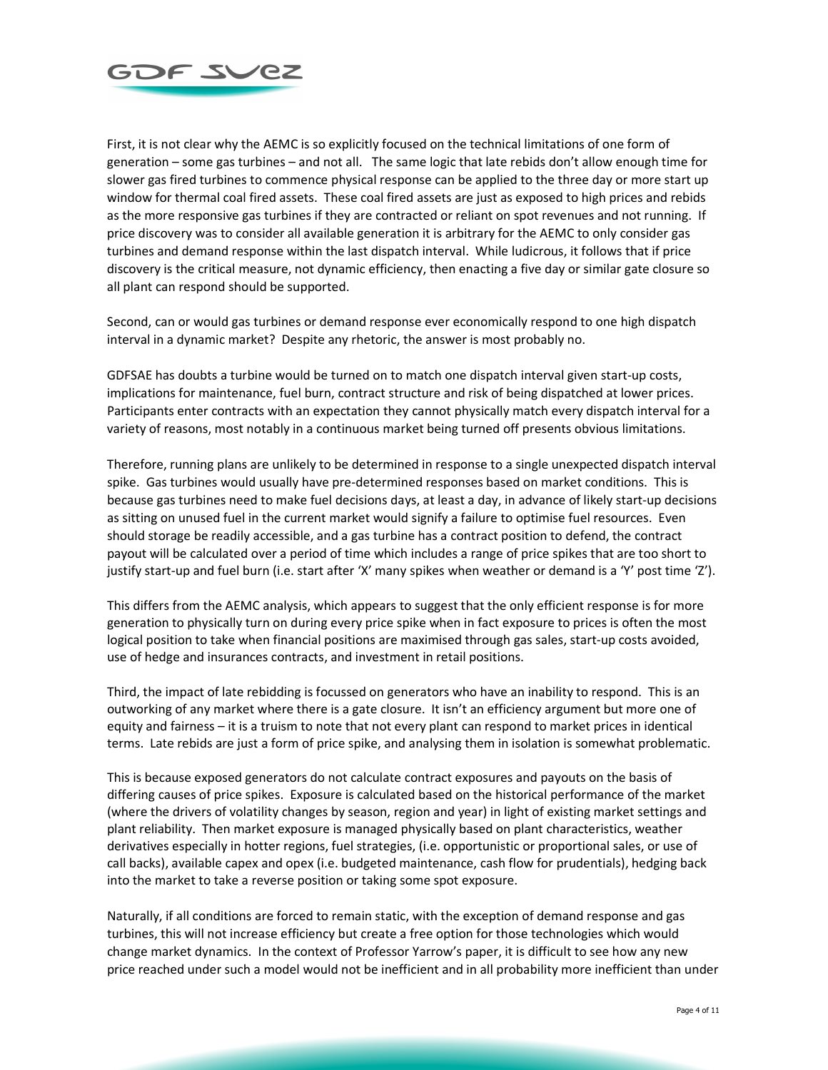First, it is not clear why the AEMC is so explicitly focused on the technical limitations of one form of generation – some gas turbines – and not all. The same logic that late rebids don't allow enough time for slower gas fired turbines to commence physical response can be applied to the three day or more start up window for thermal coal fired assets. These coal fired assets are just as exposed to high prices and rebids as the more responsive gas turbines if they are contracted or reliant on spot revenues and not running. If price discovery was to consider all available generation it is arbitrary for the AEMC to only consider gas turbines and demand response within the last dispatch interval. While ludicrous, it follows that if price discovery is the critical measure, not dynamic efficiency, then enacting a five day or similar gate closure so all plant can respond should be supported.

Second, can or would gas turbines or demand response ever economically respond to one high dispatch interval in a dynamic market? Despite any rhetoric, the answer is most probably no.

GDFSAE has doubts a turbine would be turned on to match one dispatch interval given start-up costs, implications for maintenance, fuel burn, contract structure and risk of being dispatched at lower prices. Participants enter contracts with an expectation they cannot physically match every dispatch interval for a variety of reasons, most notably in a continuous market being turned off presents obvious limitations.

Therefore, running plans are unlikely to be determined in response to a single unexpected dispatch interval spike. Gas turbines would usually have pre-determined responses based on market conditions. This is because gas turbines need to make fuel decisions days, at least a day, in advance of likely start-up decisions as sitting on unused fuel in the current market would signify a failure to optimise fuel resources. Even should storage be readily accessible, and a gas turbine has a contract position to defend, the contract payout will be calculated over a period of time which includes a range of price spikes that are too short to justify start-up and fuel burn (i.e. start after 'X' many spikes when weather or demand is a 'Y' post time 'Z').

This differs from the AEMC analysis, which appears to suggest that the only efficient response is for more generation to physically turn on during every price spike when in fact exposure to prices is often the most logical position to take when financial positions are maximised through gas sales, start-up costs avoided, use of hedge and insurances contracts, and investment in retail positions.

Third, the impact of late rebidding is focussed on generators who have an inability to respond. This is an outworking of any market where there is a gate closure. It isn't an efficiency argument but more one of equity and fairness – it is a truism to note that not every plant can respond to market prices in identical terms. Late rebids are just a form of price spike, and analysing them in isolation is somewhat problematic.

This is because exposed generators do not calculate contract exposures and payouts on the basis of differing causes of price spikes. Exposure is calculated based on the historical performance of the market (where the drivers of volatility changes by season, region and year) in light of existing market settings and plant reliability. Then market exposure is managed physically based on plant characteristics, weather derivatives especially in hotter regions, fuel strategies, (i.e. opportunistic or proportional sales, or use of call backs), available capex and opex (i.e. budgeted maintenance, cash flow for prudentials), hedging back into the market to take a reverse position or taking some spot exposure.

Naturally, if all conditions are forced to remain static, with the exception of demand response and gas turbines, this will not increase efficiency but create a free option for those technologies which would change market dynamics. In the context of Professor Yarrow's paper, it is difficult to see how any new price reached under such a model would not be inefficient and in all probability more inefficient than under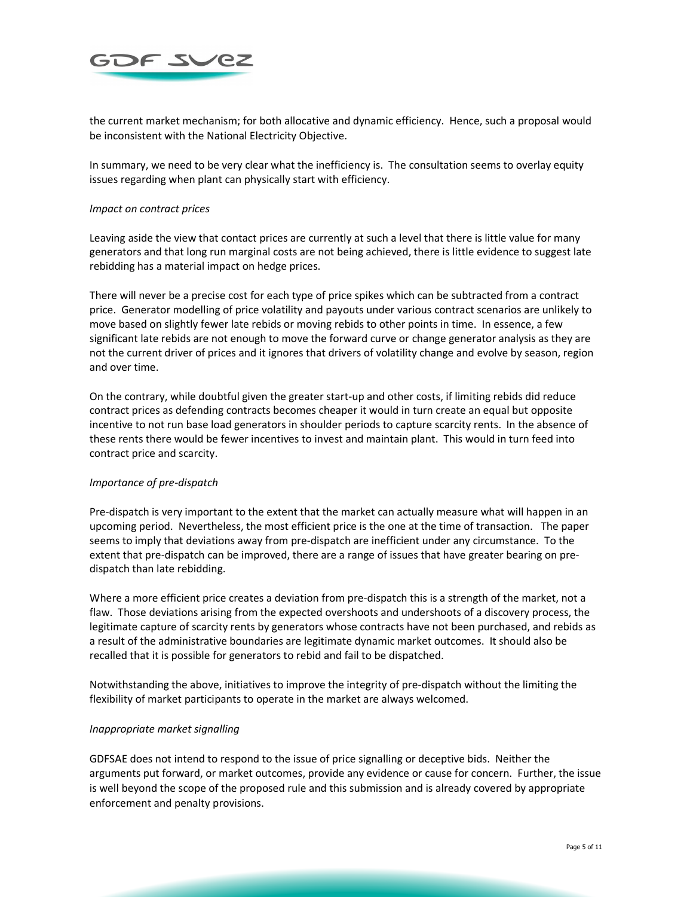the current market mechanism; for both allocative and dynamic efficiency. Hence, such a proposal would be inconsistent with the National Electricity Objective.

In summary, we need to be very clear what the inefficiency is. The consultation seems to overlay equity issues regarding when plant can physically start with efficiency.

*Impact on contract prices*

Leaving aside the view that contact prices are currently at such a level that there is little value for many generators and that long run marginal costs are not being achieved, there is little evidence to suggest late rebidding has a material impact on hedge prices.

There will never be a precise cost for each type of price spikes which can be subtracted from a contract price. Generator modelling of price volatility and payouts under various contract scenarios are unlikely to move based on slightly fewer late rebids or moving rebids to other points in time. In essence, a few significant late rebids are not enough to move the forward curve or change generator analysis as they are not the current driver of prices and it ignores that drivers of volatility change and evolve by season, region and over time.

On the contrary, while doubtful given the greater start-up and other costs, if limiting rebids did reduce contract prices as defending contracts becomes cheaper it would in turn create an equal but opposite incentive to not run base load generators in shoulder periods to capture scarcity rents. In the absence of these rents there would be fewer incentives to invest and maintain plant. This would in turn feed into contract price and scarcity.

*Importance of pre-dispatch*

Pre-dispatch is very important to the extent that the market can actually measure what will happen in an upcoming period. Nevertheless, the most efficient price is the one at the time of transaction. The paper seems to imply that deviations away from pre-dispatch are inefficient under any circumstance. To the extent that pre-dispatch can be improved, there are a range of issues that have greater bearing on pre-dispatch than late rebidding.

Where a more efficient price creates a deviation from pre-dispatch this is a strength of the market, not a flaw. Those deviations arising from the expected overshoots and undershoots of a discovery process, the legitimate capture of scarcity rents by generators whose contracts have not been purchased, and rebids as a result of the administrative boundaries are legitimate dynamic market outcomes. It should also be recalled that it is possible for generators to rebid and fail to be dispatched.

Notwithstanding the above, initiatives to improve the integrity of pre-dispatch without the limiting the flexibility of market participants to operate in the market are always welcomed.

*Inappropriate market signalling*

GDFSAE does not intend to respond to the issue of price signalling or deceptive bids. Neither the arguments put forward, or market outcomes, provide any evidence or cause for concern. Further, the issue is well beyond the scope of the proposed rule and this submission and is already covered by appropriate enforcement and penalty provisions.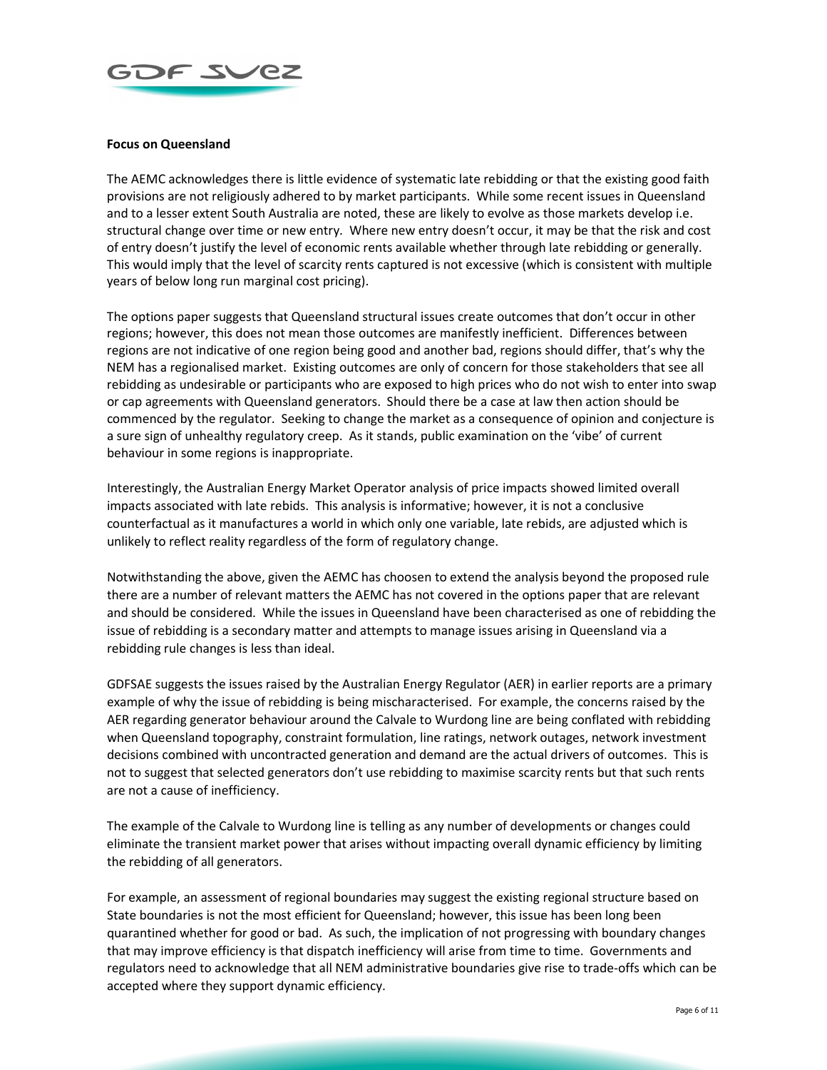**Focus on Queensland**

The AEMC acknowledges there is little evidence of systematic late rebidding or that the existing good faith provisions are not religiously adhered to by market participants. While some recent issues in Queensland and to a lesser extent South Australia are noted, these are likely to evolve as those markets develop i.e. structural change over time or new entry. Where new entry doesn't occur, it may be that the risk and cost of entry doesn't justify the level of economic rents available whether through late rebidding or generally. This would imply that the level of scarcity rents captured is not excessive (which is consistent with multiple years of below long run marginal cost pricing).

The options paper suggests that Queensland structural issues create outcomes that don't occur in other regions; however, this does not mean those outcomes are manifestly inefficient. Differences between regions are not indicative of one region being good and another bad, regions should differ, that's why the NEM has a regionalised market. Existing outcomes are only of concern for those stakeholders that see all rebidding as undesirable or participants who are exposed to high prices who do not wish to enter into swap or cap agreements with Queensland generators. Should there be a case at law then action should be commenced by the regulator. Seeking to change the market as a consequence of opinion and conjecture is a sure sign of unhealthy regulatory creep. As it stands, public examination on the 'vibe' of current behaviour in some regions is inappropriate.

Interestingly, the Australian Energy Market Operator analysis of price impacts showed limited overall impacts associated with late rebids. This analysis is informative; however, it is not a conclusive counterfactual as it manufactures a world in which only one variable, late rebids, are adjusted which is unlikely to reflect reality regardless of the form of regulatory change.

Notwithstanding the above, given the AEMC has choosen to extend the analysis beyond the proposed rule there are a number of relevant matters the AEMC has not covered in the options paper that are relevant and should be considered. While the issues in Queensland have been characterised as one of rebidding the issue of rebidding is a secondary matter and attempts to manage issues arising in Queensland via a rebidding rule changes is less than ideal.

GDFSAE suggests the issues raised by the Australian Energy Regulator (AER) in earlier reports are a primary example of why the issue of rebidding is being mischaracterised. For example, the concerns raised by the AER regarding generator behaviour around the Calvale to Wurdong line are being conflated with rebidding when Queensland topography, constraint formulation, line ratings, network outages, network investment decisions combined with uncontracted generation and demand are the actual drivers of outcomes. This is not to suggest that selected generators don't use rebidding to maximise scarcity rents but that such rents are not a cause of inefficiency.

The example of the Calvale to Wurdong line is telling as any number of developments or changes could eliminate the transient market power that arises without impacting overall dynamic efficiency by limiting the rebidding of all generators.

For example, an assessment of regional boundaries may suggest the existing regional structure based on State boundaries is not the most efficient for Queensland; however, this issue has been long been quarantined whether for good or bad. As such, the implication of not progressing with boundary changes that may improve efficiency is that dispatch inefficiency will arise from time to time. Governments and regulators need to acknowledge that all NEM administrative boundaries give rise to trade-offs which can be accepted where they support dynamic efficiency.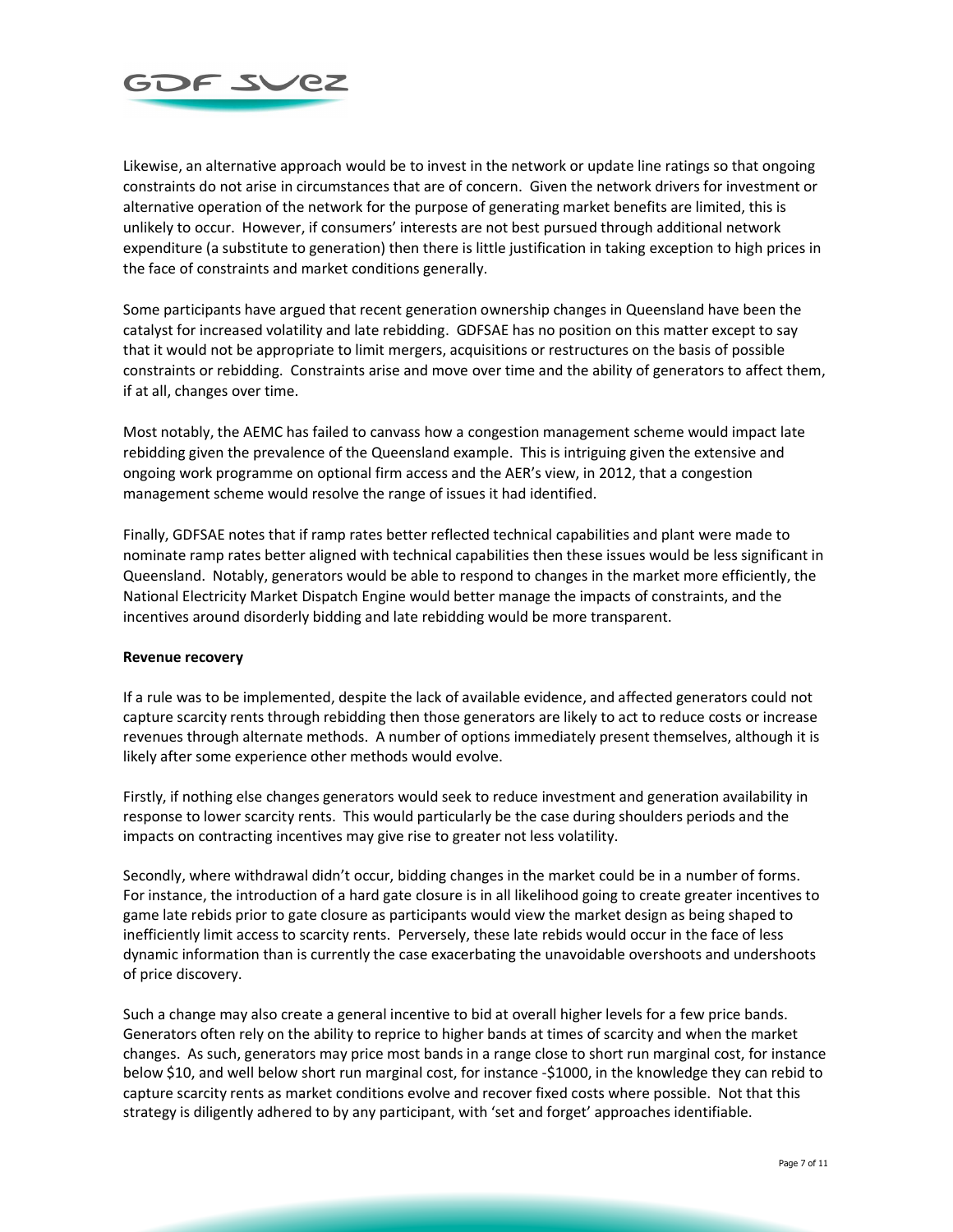Likewise, an alternative approach would be to invest in the network or update line ratings so that ongoing constraints do not arise in circumstances that are of concern. Given the network drivers for investment or alternative operation of the network for the purpose of generating market benefits are limited, this is unlikely to occur. However, if consumers' interests are not best pursued through additional network expenditure (a substitute to generation) then there is little justification in taking exception to high prices in the face of constraints and market conditions generally.

Some participants have argued that recent generation ownership changes in Queensland have been the catalyst for increased volatility and late rebidding. GDFSAE has no position on this matter except to say that it would not be appropriate to limit mergers, acquisitions or restructures on the basis of possible constraints or rebidding. Constraints arise and move over time and the ability of generators to affect them, if at all, changes over time.

Most notably, the AEMC has failed to canvass how a congestion management scheme would impact late rebidding given the prevalence of the Queensland example. This is intriguing given the extensive and ongoing work programme on optional firm access and the AER's view, in 2012, that a congestion management scheme would resolve the range of issues it had identified.

Finally, GDFSAE notes that if ramp rates better reflected technical capabilities and plant were made to nominate ramp rates better aligned with technical capabilities then these issues would be less significant in Queensland. Notably, generators would be able to respond to changes in the market more efficiently, the National Electricity Market Dispatch Engine would better manage the impacts of constraints, and the incentives around disorderly bidding and late rebidding would be more transparent.

**Revenue recovery**

If a rule was to be implemented, despite the lack of available evidence, and affected generators could not capture scarcity rents through rebidding then those generators are likely to act to reduce costs or increase revenues through alternate methods. A number of options immediately present themselves, although it is likely after some experience other methods would evolve.

Firstly, if nothing else changes generators would seek to reduce investment and generation availability in response to lower scarcity rents. This would particularly be the case during shoulders periods and the impacts on contracting incentives may give rise to greater not less volatility.

Secondly, where withdrawal didn't occur, bidding changes in the market could be in a number of forms. For instance, the introduction of a hard gate closure is in all likelihood going to create greater incentives to game late rebids prior to gate closure as participants would view the market design as being shaped to inefficiently limit access to scarcity rents. Perversely, these late rebids would occur in the face of less dynamic information than is currently the case exacerbating the unavoidable overshoots and undershoots of price discovery.

Such a change may also create a general incentive to bid at overall higher levels for a few price bands. Generators often rely on the ability to reprice to higher bands at times of scarcity and when the market changes. As such, generators may price most bands in a range close to short run marginal cost, for instance below $10, and well below short run marginal cost, for instance -$1000, in the knowledge they can rebid to capture scarcity rents as market conditions evolve and recover fixed costs where possible. Not that this strategy is diligently adhered to by any participant, with 'set and forget' approaches identifiable.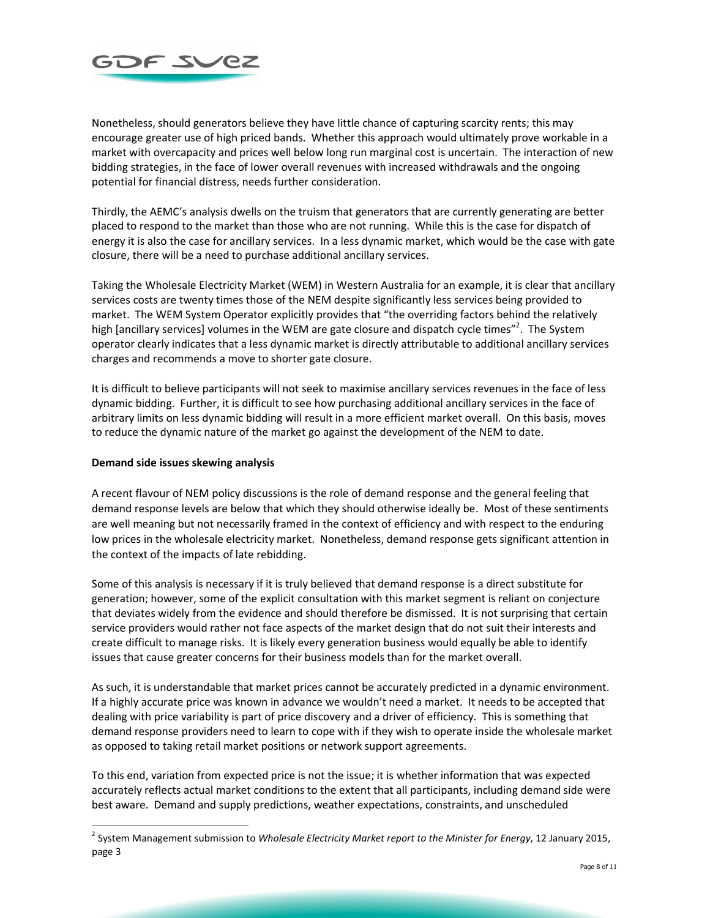Nonetheless, should generators believe they have little chance of capturing scarcity rents; this may encourage greater use of high priced bands. Whether this approach would ultimately prove workable in a market with overcapacity and prices well below long run marginal cost is uncertain. The interaction of new bidding strategies, in the face of lower overall revenues with increased withdrawals and the ongoing potential for financial distress, needs further consideration.

Thirdly, the AEMC's analysis dwells on the truism that generators that are currently generating are better placed to respond to the market than those who are not running. While this is the case for dispatch of energy it is also the case for ancillary services. In a less dynamic market, which would be the case with gate closure, there will be a need to purchase additional ancillary services.

Taking the Wholesale Electricity Market (WEM) in Western Australia for an example, it is clear that ancillary services costs are twenty times those of the NEM despite significantly less services being provided to market. The WEM System Operator explicitly provides that "the overriding factors behind the relatively high [ancillary services] volumes in the WEM are gate closure and dispatch cycle times"[2]. The System operator clearly indicates that a less dynamic market is directly attributable to additional ancillary services charges and recommends a move to shorter gate closure.

It is difficult to believe participants will not seek to maximise ancillary services revenues in the face of less dynamic bidding. Further, it is difficult to see how purchasing additional ancillary services in the face of arbitrary limits on less dynamic bidding will result in a more efficient market overall. On this basis, moves to reduce the dynamic nature of the market go against the development of the NEM to date.

**Demand side issues skewing analysis**

A recent flavour of NEM policy discussions is the role of demand response and the general feeling that demand response levels are below that which they should otherwise ideally be. Most of these sentiments are well meaning but not necessarily framed in the context of efficiency and with respect to the enduring low prices in the wholesale electricity market. Nonetheless, demand response gets significant attention in the context of the impacts of late rebidding.

Some of this analysis is necessary if it is truly believed that demand response is a direct substitute for generation; however, some of the explicit consultation with this market segment is reliant on conjecture that deviates widely from the evidence and should therefore be dismissed. It is not surprising that certain service providers would rather not face aspects of the market design that do not suit their interests and create difficult to manage risks. It is likely every generation business would equally be able to identify issues that cause greater concerns for their business models than for the market overall.

As such, it is understandable that market prices cannot be accurately predicted in a dynamic environment. If a highly accurate price was known in advance we wouldn't need a market. It needs to be accepted that dealing with price variability is part of price discovery and a driver of efficiency. This is something that demand response providers need to learn to cope with if they wish to operate inside the wholesale market as opposed to taking retail market positions or network support agreements.

To this end, variation from expected price is not the issue; it is whether information that was expected accurately reflects actual market conditions to the extent that all participants, including demand side were best aware. Demand and supply predictions, weather expectations, constraints, and unscheduled

[2] System Management submission to *Wholesale Electricity Market report to the Minister for Energy*, 12 January 2015, page 3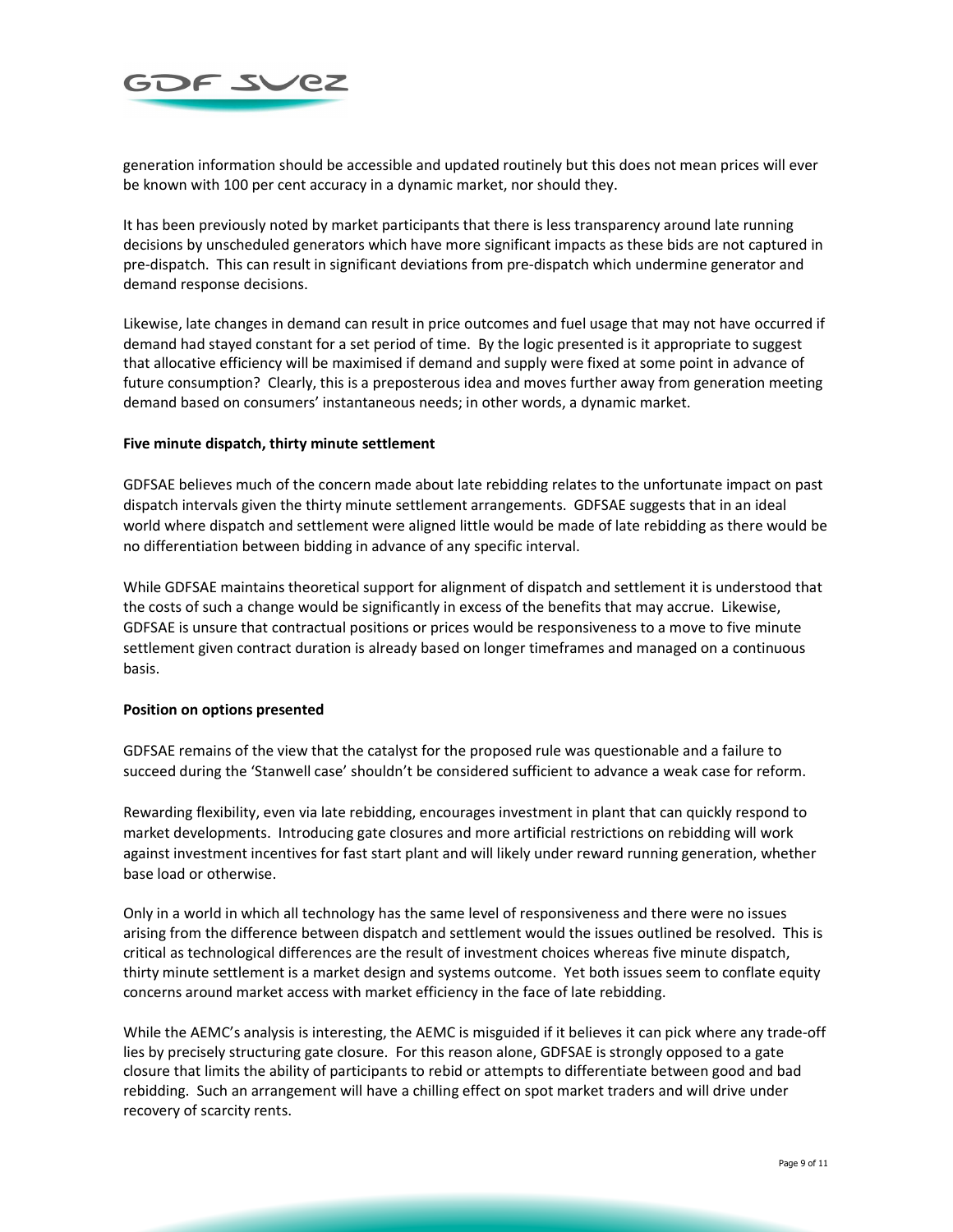generation information should be accessible and updated routinely but this does not mean prices will ever be known with 100 per cent accuracy in a dynamic market, nor should they.

It has been previously noted by market participants that there is less transparency around late running decisions by unscheduled generators which have more significant impacts as these bids are not captured in pre-dispatch. This can result in significant deviations from pre-dispatch which undermine generator and demand response decisions.

Likewise, late changes in demand can result in price outcomes and fuel usage that may not have occurred if demand had stayed constant for a set period of time. By the logic presented is it appropriate to suggest that allocative efficiency will be maximised if demand and supply were fixed at some point in advance of future consumption? Clearly, this is a preposterous idea and moves further away from generation meeting demand based on consumers' instantaneous needs; in other words, a dynamic market.

**Five minute dispatch, thirty minute settlement**

GDFSAE believes much of the concern made about late rebidding relates to the unfortunate impact on past dispatch intervals given the thirty minute settlement arrangements. GDFSAE suggests that in an ideal world where dispatch and settlement were aligned little would be made of late rebidding as there would be no differentiation between bidding in advance of any specific interval.

While GDFSAE maintains theoretical support for alignment of dispatch and settlement it is understood that the costs of such a change would be significantly in excess of the benefits that may accrue. Likewise, GDFSAE is unsure that contractual positions or prices would be responsiveness to a move to five minute settlement given contract duration is already based on longer timeframes and managed on a continuous basis.

**Position on options presented**

GDFSAE remains of the view that the catalyst for the proposed rule was questionable and a failure to succeed during the 'Stanwell case' shouldn't be considered sufficient to advance a weak case for reform.

Rewarding flexibility, even via late rebidding, encourages investment in plant that can quickly respond to market developments. Introducing gate closures and more artificial restrictions on rebidding will work against investment incentives for fast start plant and will likely under reward running generation, whether base load or otherwise.

Only in a world in which all technology has the same level of responsiveness and there were no issues arising from the difference between dispatch and settlement would the issues outlined be resolved. This is critical as technological differences are the result of investment choices whereas five minute dispatch, thirty minute settlement is a market design and systems outcome. Yet both issues seem to conflate equity concerns around market access with market efficiency in the face of late rebidding.

While the AEMC's analysis is interesting, the AEMC is misguided if it believes it can pick where any trade-off lies by precisely structuring gate closure. For this reason alone, GDFSAE is strongly opposed to a gate closure that limits the ability of participants to rebid or attempts to differentiate between good and bad rebidding. Such an arrangement will have a chilling effect on spot market traders and will drive under recovery of scarcity rents.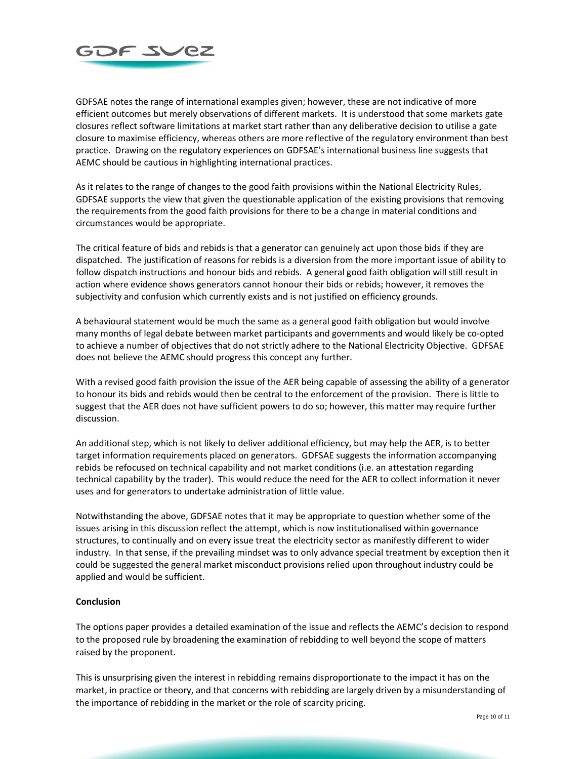GDFSAE notes the range of international examples given; however, these are not indicative of more efficient outcomes but merely observations of different markets. It is understood that some markets gate closures reflect software limitations at market start rather than any deliberative decision to utilise a gate closure to maximise efficiency, whereas others are more reflective of the regulatory environment than best practice. Drawing on the regulatory experiences on GDFSAE's international business line suggests that AEMC should be cautious in highlighting international practices.

As it relates to the range of changes to the good faith provisions within the National Electricity Rules, GDFSAE supports the view that given the questionable application of the existing provisions that removing the requirements from the good faith provisions for there to be a change in material conditions and circumstances would be appropriate.

The critical feature of bids and rebids is that a generator can genuinely act upon those bids if they are dispatched. The justification of reasons for rebids is a diversion from the more important issue of ability to follow dispatch instructions and honour bids and rebids. A general good faith obligation will still result in action where evidence shows generators cannot honour their bids or rebids; however, it removes the subjectivity and confusion which currently exists and is not justified on efficiency grounds.

A behavioural statement would be much the same as a general good faith obligation but would involve many months of legal debate between market participants and governments and would likely be co-opted to achieve a number of objectives that do not strictly adhere to the National Electricity Objective. GDFSAE does not believe the AEMC should progress this concept any further.

With a revised good faith provision the issue of the AER being capable of assessing the ability of a generator to honour its bids and rebids would then be central to the enforcement of the provision. There is little to suggest that the AER does not have sufficient powers to do so; however, this matter may require further discussion.

An additional step, which is not likely to deliver additional efficiency, but may help the AER, is to better target information requirements placed on generators. GDFSAE suggests the information accompanying rebids be refocused on technical capability and not market conditions (i.e. an attestation regarding technical capability by the trader). This would reduce the need for the AER to collect information it never uses and for generators to undertake administration of little value.

Notwithstanding the above, GDFSAE notes that it may be appropriate to question whether some of the issues arising in this discussion reflect the attempt, which is now institutionalised within governance structures, to continually and on every issue treat the electricity sector as manifestly different to wider industry. In that sense, if the prevailing mindset was to only advance special treatment by exception then it could be suggested the general market misconduct provisions relied upon throughout industry could be applied and would be sufficient.

**Conclusion**

The options paper provides a detailed examination of the issue and reflects the AEMC's decision to respond to the proposed rule by broadening the examination of rebidding to well beyond the scope of matters raised by the proponent.

This is unsurprising given the interest in rebidding remains disproportionate to the impact it has on the market, in practice or theory, and that concerns with rebidding are largely driven by a misunderstanding of the importance of rebidding in the market or the role of scarcity pricing.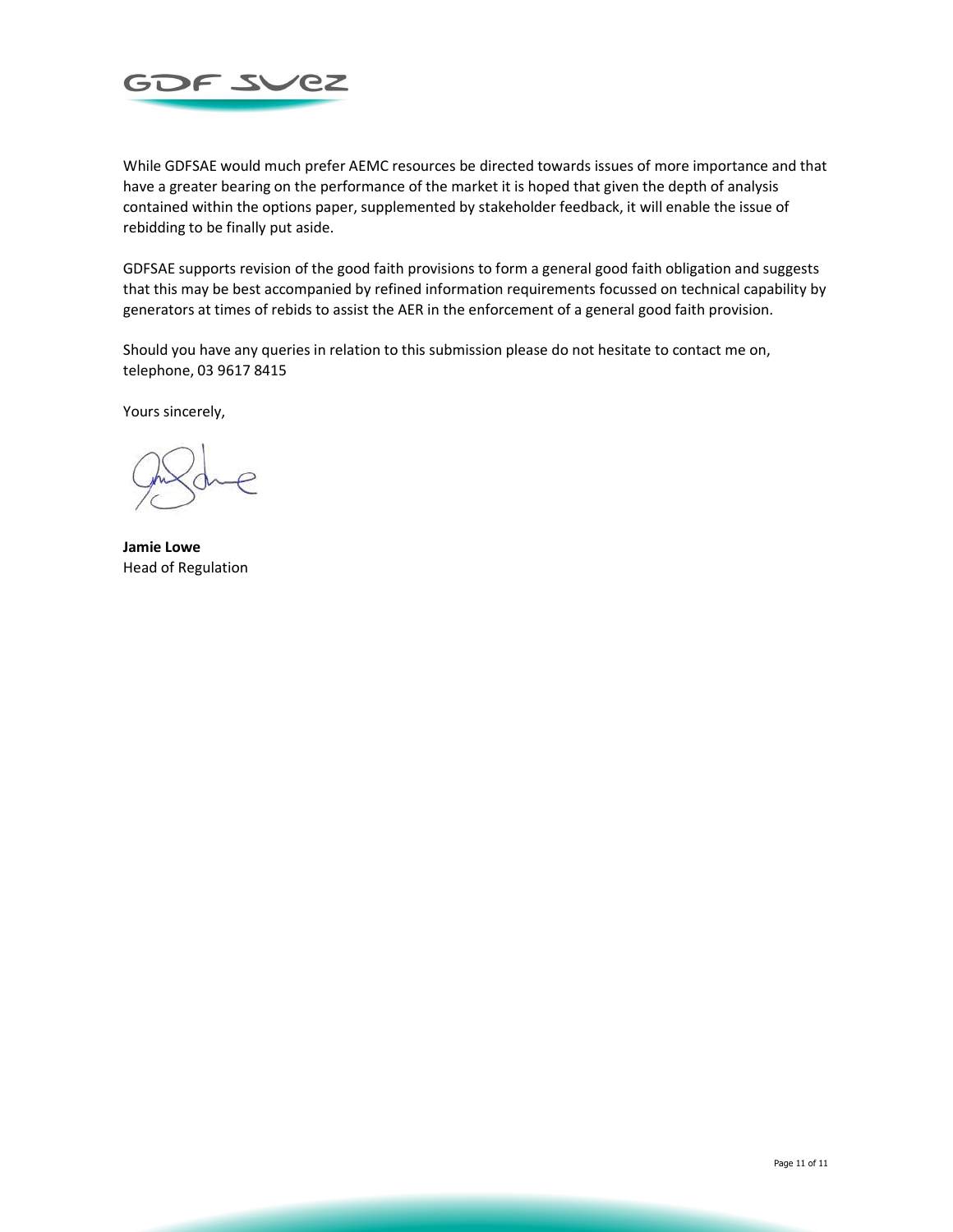While GDFSAE would much prefer AEMC resources be directed towards issues of more importance and that have a greater bearing on the performance of the market it is hoped that given the depth of analysis contained within the options paper, supplemented by stakeholder feedback, it will enable the issue of rebidding to be finally put aside.

GDFSAE supports revision of the good faith provisions to form a general good faith obligation and suggests that this may be best accompanied by refined information requirements focussed on technical capability by generators at times of rebids to assist the AER in the enforcement of a general good faith provision.

Should you have any queries in relation to this submission please do not hesitate to contact me on, telephone, 03 9617 8415

Yours sincerely,

**Jamie Lowe**
Head of Regulation